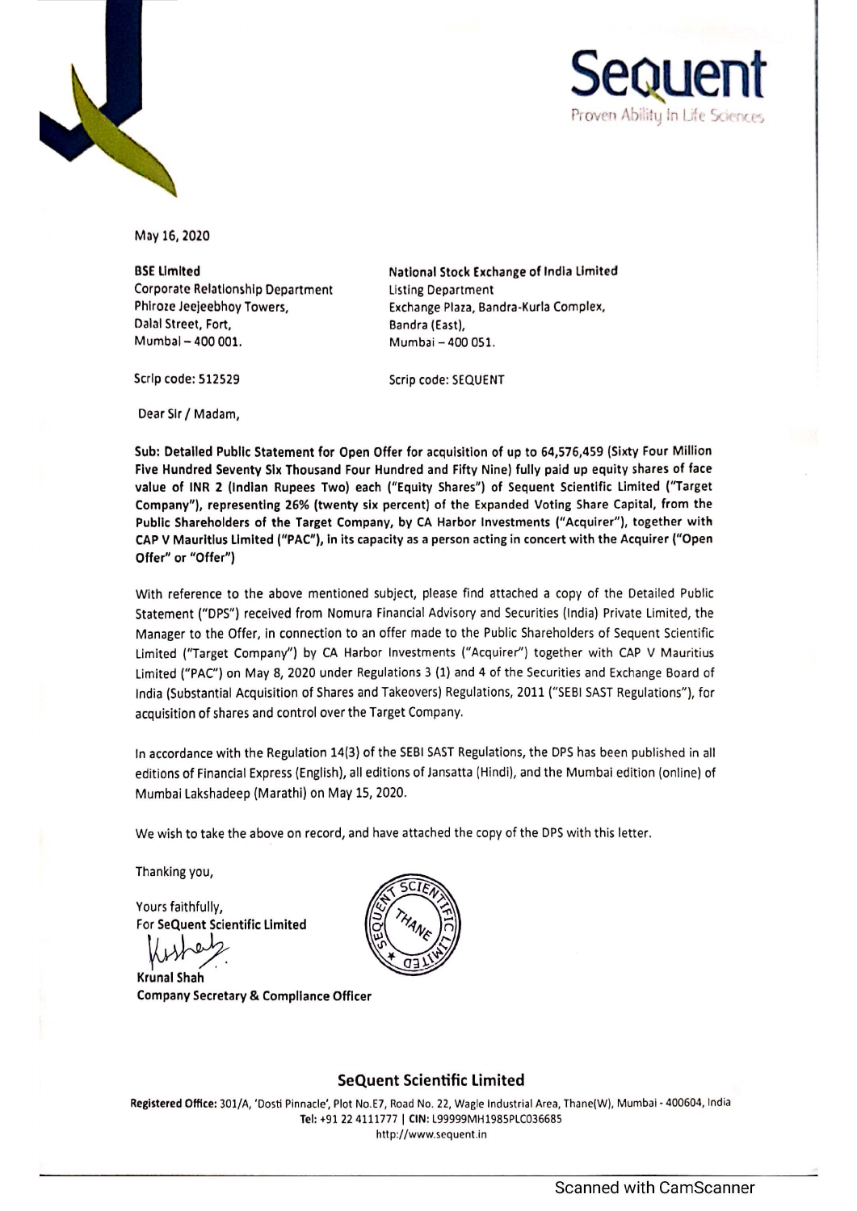Sequent
Proven Ability in Life Sciences

May 16, 2020

**BSE Limited**
Corporate Relationship Department
Phiroze Jeejeebhoy Towers,
Dalal Street, Fort,
Mumbai – 400 001.

Scrip code: 512529

**National Stock Exchange of India Limited**
Listing Department
Exchange Plaza, Bandra-Kurla Complex,
Bandra (East),
Mumbai – 400 051.

Scrip code: SEQUENT

Dear Sir / Madam,

**Sub: Detailed Public Statement for Open Offer for acquisition of up to 64,576,459 (Sixty Four Million Five Hundred Seventy Six Thousand Four Hundred and Fifty Nine) fully paid up equity shares of face value of INR 2 (Indian Rupees Two) each ("Equity Shares") of Sequent Scientific Limited ("Target Company"), representing 26% (twenty six percent) of the Expanded Voting Share Capital, from the Public Shareholders of the Target Company, by CA Harbor Investments ("Acquirer"), together with CAP V Mauritius Limited ("PAC"), in its capacity as a person acting in concert with the Acquirer ("Open Offer" or "Offer")**

With reference to the above mentioned subject, please find attached a copy of the Detailed Public Statement ("DPS") received from Nomura Financial Advisory and Securities (India) Private Limited, the Manager to the Offer, in connection to an offer made to the Public Shareholders of Sequent Scientific Limited ("Target Company") by CA Harbor Investments ("Acquirer") together with CAP V Mauritius Limited ("PAC") on May 8, 2020 under Regulations 3 (1) and 4 of the Securities and Exchange Board of India (Substantial Acquisition of Shares and Takeovers) Regulations, 2011 ("SEBI SAST Regulations"), for acquisition of shares and control over the Target Company.

In accordance with the Regulation 14(3) of the SEBI SAST Regulations, the DPS has been published in all editions of Financial Express (English), all editions of Jansatta (Hindi), and the Mumbai edition (online) of Mumbai Lakshadeep (Marathi) on May 15, 2020.

We wish to take the above on record, and have attached the copy of the DPS with this letter.

Thanking you,

Yours faithfully,
**For SeQuent Scientific Limited**

**Krunal Shah**
**Company Secretary & Compliance Officer**

**SeQuent Scientific Limited**

**Registered Office:** 301/A, 'Dosti Pinnacle', Plot No.E7, Road No. 22, Wagle Industrial Area, Thane(W), Mumbai - 400604, India
**Tel:** +91 22 4111777 | **CIN:** L99999MH1985PLC036685
http://www.sequent.in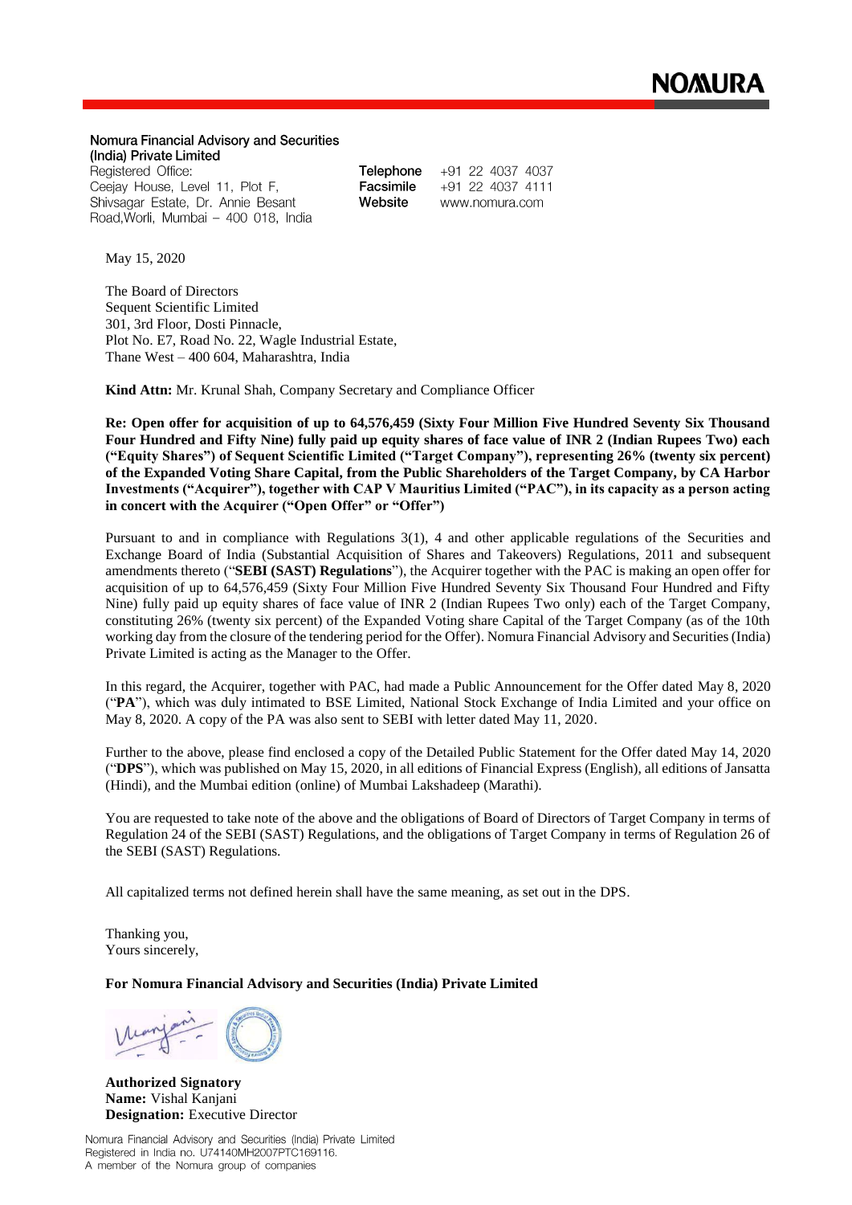**NOMURA**

**Nomura Financial Advisory and Securities (India) Private Limited**
Registered Office:
Ceejay House, Level 11, Plot F,
Shivsagar Estate, Dr. Annie Besant
Road,Worli, Mumbai – 400 018, India

**Telephone** +91 22 4037 4037
**Facsimile** +91 22 4037 4111
**Website** www.nomura.com

May 15, 2020

The Board of Directors
Sequent Scientific Limited
301, 3rd Floor, Dosti Pinnacle,
Plot No. E7, Road No. 22, Wagle Industrial Estate,
Thane West – 400 604, Maharashtra, India

**Kind Attn:** Mr. Krunal Shah, Company Secretary and Compliance Officer

**Re: Open offer for acquisition of up to 64,576,459 (Sixty Four Million Five Hundred Seventy Six Thousand Four Hundred and Fifty Nine) fully paid up equity shares of face value of INR 2 (Indian Rupees Two) each ("Equity Shares") of Sequent Scientific Limited ("Target Company"), representing 26% (twenty six percent) of the Expanded Voting Share Capital, from the Public Shareholders of the Target Company, by CA Harbor Investments ("Acquirer"), together with CAP V Mauritius Limited ("PAC"), in its capacity as a person acting in concert with the Acquirer ("Open Offer" or "Offer")**

Pursuant to and in compliance with Regulations 3(1), 4 and other applicable regulations of the Securities and Exchange Board of India (Substantial Acquisition of Shares and Takeovers) Regulations, 2011 and subsequent amendments thereto ("**SEBI (SAST) Regulations**"), the Acquirer together with the PAC is making an open offer for acquisition of up to 64,576,459 (Sixty Four Million Five Hundred Seventy Six Thousand Four Hundred and Fifty Nine) fully paid up equity shares of face value of INR 2 (Indian Rupees Two only) each of the Target Company, constituting 26% (twenty six percent) of the Expanded Voting share Capital of the Target Company (as of the 10th working day from the closure of the tendering period for the Offer). Nomura Financial Advisory and Securities (India) Private Limited is acting as the Manager to the Offer.

In this regard, the Acquirer, together with PAC, had made a Public Announcement for the Offer dated May 8, 2020 ("**PA**"), which was duly intimated to BSE Limited, National Stock Exchange of India Limited and your office on May 8, 2020. A copy of the PA was also sent to SEBI with letter dated May 11, 2020.

Further to the above, please find enclosed a copy of the Detailed Public Statement for the Offer dated May 14, 2020 ("**DPS**"), which was published on May 15, 2020, in all editions of Financial Express (English), all editions of Jansatta (Hindi), and the Mumbai edition (online) of Mumbai Lakshadeep (Marathi).

You are requested to take note of the above and the obligations of Board of Directors of Target Company in terms of Regulation 24 of the SEBI (SAST) Regulations, and the obligations of Target Company in terms of Regulation 26 of the SEBI (SAST) Regulations.

All capitalized terms not defined herein shall have the same meaning, as set out in the DPS.

Thanking you,
Yours sincerely,

**For Nomura Financial Advisory and Securities (India) Private Limited**

**Authorized Signatory**
**Name:** Vishal Kanjani
**Designation:** Executive Director

Nomura Financial Advisory and Securities (India) Private Limited
Registered in India no. U74140MH2007PTC169116.
A member of the Nomura group of companies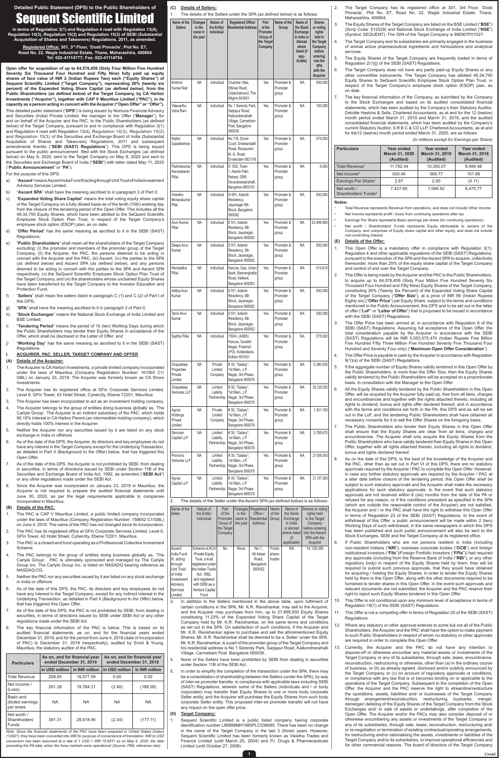Detailed Public Statement (DPS) to the Public Shareholders of

# Sequent Scientific Limited

**in terms of Regulation 3(1) and Regulation 4 read with Regulation 13(4), Regulation 14(3), Regulation 15(2) and Regulation 15(3) of SEBI (Substantial Acquisition of Shares and Takeovers) Regulations, 2011, as amended.**

**Registered Office: 301, 3rd Floor, 'Dosti Pinnacle', Plot No. E7, Road No. 22, Wagle Industrial Estate, Thane, Maharashtra, 400604 Tel: 022-41114777; Fax: 022-41114754.**

**Open offer for acquisition of up to 64,576,459 (Sixty Four Million Five Hundred Seventy Six Thousand Four Hundred and Fifty Nine) fully paid up equity shares of face value of INR 2 (Indian Rupees Two) each ("Equity Shares") of Sequent Scientific Limited ("Target Company"), representing 26% (twenty six percent) of the Expanded Voting Share Capital (as defined below), from the Public Shareholders (as defined below) of the Target Company, by CA Harbor Investments ("Acquirer"), together with CAP V Mauritius Limited ("PAC"), in its capacity as a person acting in concert with the Acquirer ("Open Offer" or "Offer").**

This detailed public statement ("**DPS**") is being issued by Nomura Financial Advisory and Securities (India) Private Limited, the manager to the Offer ("**Manager**"), for and on behalf of the Acquirer and the PAC, to the Public Shareholders (*as defined below*) of the Target Company, pursuant to and in compliance with Regulation 3(1) and Regulation 4 read with Regulation 13(4), Regulation 14(3), Regulation 15(2) and Regulation 15(3) of the Securities and Exchange Board of India (Substantial Acquisition of Shares and Takeovers) Regulations, 2011 and subsequent amendments thereto ("**SEBI (SAST) Regulations**"). This DPS is being issued pursuant to the public announcement filed with the Stock Exchanges (*as defined below*) on May 8, 2020, sent to the Target Company on May 8, 2020 and sent to the Securities and Exchange Board of India ("**SEBI**") with letter dated May 11, 2020 ("**Public Announcement**" or "**PA**").

For the purpose of this DPS:

a) "**Ascent**" means Ascent India Fund III acting through Unit Trust of India Investment Advisory Services Limited;
b) "**Ascent SPA**" shall have the meaning ascribed to in paragraph 3 of Part II;
c) "**Expanded Voting Share Capital**" means the total voting equity share capital of the Target Company on a fully diluted basis as of the tenth (10th) working day from the closure of the tendering period of the Open Offer. This includes all the 49,34,750 Equity Shares, which have been allotted to the SeQuent Scientific Employee Stock Option Plan Trust, in respect of the Target Company's employee stock option (ESOP) plan, as on date;
d) "**Offer Period**" has the same meaning as ascribed to it in the SEBI (SAST) Regulations;
e) "**Public Shareholders**" shall mean all the shareholders of the Target Company excluding: (i) the promoter and members of the promoter group of the Target Company, (ii) the Acquirer, the PAC, the persons deemed to be acting in concert with the Acquirer and the PAC, (iii) Ascent, (iv) the parties to the SPA (*as defined below*) and Ascent SPA (*as defined below*), and any persons deemed to be acting in concert with the parties to the SPA and Ascent SPA respectively, (v) the SeQuent Scientific Employee Stock Option Plan Trust of the Target Company, and (vi) the shareholders whose unclaimed Equity Shares have been transferred by the Target Company to the Investor Education and Protection Fund;
f) "**Sellers**" shall mean the sellers listed in paragraph C (1) and C (2) of Part I of this DPS;
g) "**SPA**" shall have the meaning ascribed to it in paragraph 2 of Part II;
h) "**Stock Exchanges**" means the National Stock Exchange of India Limited and BSE Limited;
i) "**Tendering Period**" means the period of 10 (ten) Working Days during which the Public Shareholders may tender their Equity Shares in acceptance of the Offer, which shall be disclosed in the Letter of Offer; and
j) "**Working Day**" has the same meaning as ascribed to it in the SEBI (SAST) Regulations.

## I. ACQUIRER, PAC, SELLER, TARGET COMPANY AND OFFER

### (A) Details of the Acquirer:

1. The Acquirer is CA Harbor Investments, a private limited company incorporated under the laws of Mauritius (Company Registration Number: 161693 C1/GBL) on January 23, 2019. The Acquirer was formerly known as CA Shore Investments.
2. The Acquirer has its registered office at GFin Corporate Services Limited, Level 6, GFin Tower, 42 Hotel Street, Cybercity, Ebene 72201, Mauritius.
3. The Acquirer has been incorporated to act as an investment holding company.
4. The Acquirer belongs to the group of entities doing business globally as, 'The Carlyle Group'. The Acquirer is an indirect subsidiary of the PAC, which holds 90.18% interest in CA Harbor Parent (*an intermediate holding company*), which directly holds 100% interest in the Acquirer.
5. Neither the Acquirer nor any securities issued by it are listed on any stock exchange in India or offshore.
6. As of the date of this DPS, the Acquirer, its directors and key employees do not have any interest in the Target Company except for the Underlying Transaction, as detailed in Part II (Background to the Offer) below, that has triggered this Open Offer.
7. As of the date of this DPS, the Acquirer is not prohibited by SEBI, from dealing in securities, in terms of directions issued by SEBI under Section 11B of the Securities and Exchange Board of India Act, 1992, as amended ("**SEBI Act**") or any other regulations made under the SEBI Act.
8. Since the Acquirer was incorporated on January 23, 2019 in Mauritius, the Acquirer is not required to prepare the audited financial statements until June 30, 2020, as per the legal requirements applicable to companies incorporated in Mauritius.

### (B) Details of the PAC:

1. The PAC is CAP V Mauritius Limited, a public limited company incorporated under the laws of Mauritius (Company Registration Number: 156652 C1/GBL) on June 4, 2018. The name of the PAC has not changed since its incorporation.
2. The PAC has its registered office at GFin Corporate Services Limited, Level 6, GFin Tower, 42 Hotel Street, Cybercity, Ebene 72201, Mauritius.
3. The PAC is a closed-end fund operating as a Professional Collective Investment Scheme.
4. The PAC belongs to the group of entities doing business globally as, 'The Carlyle Group'. PAC is ultimately sponsored and managed by The Carlyle Group Inc. The Carlyle Group Inc. is listed on NASADQ bearing reference as NASDAQ:CG.
5. Neither the PAC nor any securities issued by it are listed on any stock exchange in India or offshore.
6. As of the date of this DPS, the PAC, its directors and key employees do not have any interest in the Target Company, except for any indirect interest in the Underlying Transaction, as detailed in Part II (*Background to the Offer*) below, that has triggered this Open Offer.
7. As of the date of this DPS, the PAC is not prohibited by SEBI, from dealing in securities, in terms of directions issued by SEBI under SEBI Act or any other regulations made under the SEBI Act.
8. The key financial information of the PAC is below. This is based on its audited financial statements, as on, and for the financial years ended December 31, 2019, and for the period from June 4, 2018 (date of incorporation of PAC) to December 31, 2018 (respectively), audited by Ernst & Young, Mauritius, the statutory auditor of the PAC.

| Particulars | As on, and for financial year ended December 31, 2019 | | As on, and for financial year ended December 31, 2018 | |
|---|---|---|---|---|
| | in USD million | in INR million | in USD million | in INR million |
| Total Revenue | 258.65 | 19,577.59 | 0.00 | 0.00 |
| Net Income / (Loss) | 261.38 | 19,784.31 | (2.48) | (188.09) |
| Basic and diluted earnings per share | NA | NA | NA | NA |
| Net worth / Shareholders' Funds | 391.31 | 29,618.46 | (2.34) | (177.11) |

*Note: Since the financial statements of the PAC have been prepared in United States Dollars ("USD"), they have been converted into INR for purpose of convenience of translation. INR to USD conversion has been assumed at a rate of 1 USD = INR 75.6911 as on May 6, 2020, the date preceding the PA date, when the forex markets were operational (Source: FBIL reference rate).*

### (C) Details of Sellers:

1. The details of the Sellers under the SPA (*as defined below*) is as follows:

| Name of the Sellers | Changes in the name in the past | Nature of the Entity/ Individual | Registered Office/ Residential Address | Part of the Promoter Group of the Target Company | Name of the Group | Name of the Stock Exchange in India or Abroad where listed (if applicable) | Shares or voting rights held in the Target Company before entering into the SPA with the Acquirer |
|---|---|---|---|---|---|---|---|
| Krishna Kumar Nair | NA | Individual | Chandra Vilas, Ettines Road, Ootachamund, The Nilgiris 643001 | Yes | Promoter & Promoter group | NA | 500,000 |
| Yalavarthy Usha Rani | NA | Individual | No 1 Serenity Park, Sarjapur Road, Kaikondrahalli Village, Carmelram Post, Bangalore 560035 | Yes | Promoter & Promoter group | NA | 150,000 |
| Rajitha Gopalakrishnan | NA | Individual | No 7-B, Dover Court, Sreekandath Road, Ravipuram, M. G. Road, Ernakulam 682 016 | Yes | Promoter & Promoter group | NA | 575,000 |
| Padmakumar Karunakaran Pillai | NA | Individual | D 1002, Tower 1, Adarsh Palm Retreat, ORR, Devarabeesanahalli, Bangalore 5600103 | Yes | Promoter & Promoter group | NA | 5,000 |
| Vineetha Mohanakumar Pillai | NA | Individual | D-001, Adarsh Residency, Jayanagar 8th Block, Bangalore 560082 | Yes | Promoter & Promoter group | NA | 500,000 |
| Arun Kumar Pillai | NA | Individual | E101, Adarsh Residency, 8th Block, Jayanagar, Bangalore 560082 | Yes | Promoter & Promoter group | NA | 23,499,965 |
| Deepa Arun Kumar | NA | Individual | E101, Adarsh Residency, 8th Block, Jayanagar, Bangalore 560082 | Yes | Promoter & Promoter group | NA | 500,000 |
| Hemalatha Pillai | NA | Individual | Karuna, Opp. Union Bank, Bannerghatta Road, Kalkere, Bangalore 560083 | Yes | Promoter & Promoter group | NA | 514,810 |
| Aditya Arun Kumar | NA | Individual | E101, Adarsh Residency, 8th Block, Jayanagar, Bangalore 560082 | Yes | Promoter & Promoter group | NA | 500,000 |
| Tarini Arun Kumar | NA | Individual | E101, Adarsh Residency, 8th Block, Jayanagar, Bangalore 560082 | Yes | Promoter & Promoter group | NA | 500,000 |
| Sajitha Pillai | NA | Individual | 7/60A, (4/885) Karuna, Surabhi Nagar, Pulamon (PO), Kottarakara, Kollam 691531 | Yes | Promoter & Promoter group | NA | 575,000 |
| Chayadeep Properties Private Limited | NA | Private Limited Company | # 30, "Galaxy", 1st Main, J.P. Nagar, 3rd Phase, Bangalore 560078 | Yes | Promoter & Promoter group | NA | 5,380,555 |
| Chayadeep Ventures LLP | NA | Limited Liability Partnership | # 30, "Galaxy", 1st Main, J.P. Nagar, 3rd Phase, Bangalore 560078 | Yes | Promoter & Promoter group | NA | 25,125,000 |
| Agnus Holdings Private Limited | NA | Private Limited Company | # 30, "Galaxy", 1st Main, J.P. Nagar, 3rd Phase, Bangalore 560078 | Yes | Promoter & Promoter group | NA | 1,301,150 |
| Devicam Capital LLP | NA | Limited Liability Partnership | # 30, "Galaxy", 1st Main, J.P. Nagar, 3rd Phase, Bangalore 560078 | Yes | Promoter & Promoter group | NA | 3,788,670 |
| Pronomz Ventures LLP | NA | Limited Liability Partnership | # 30, "Galaxy", 1st Main, J.P. Nagar, 3rd Phase, Bangalore 560078 | Yes | Promoter & Promoter group | NA | 27,000,000 |
| Agnus Capital LLP | NA | Limited Liability Partnership | # 30, "Galaxy", 1st Main, J.P. Nagar, 3rd Phase, Bangalore 560078 | Yes | Promoter & Promoter group | NA | 21,157,560 |

2. The details of the Seller under the Ascent SPA (*as defined below*) is as follows:

| Name of the Seller | Nature of the Entity/ Individual | Part of the Promoter Group of the Target Company | Changes in the name in the past | Registered Office / Residential Address | Name of the Group | Name of the Stock Exchange in India or abroad where listed (if applicable) | Shares or voting rights held in the Target Company before entering into the Ascent SPA with the Acquirer |
|---|---|---|---|---|---|---|---|
| Ascent India Fund III, acting through Unit Trust of India Investment Advisory Services Limited | Scheme of ACA Private Equity Trust, a trust registered under the Indian Trusts Act, 1882, and registered with SEBI as a Venture Capital Fund | No | None | No 1, Ali Askar Road, Bangalore 560052 | Public share-holder | NA | 14,138,395 |

3. In addition to the Sellers mentioned in the above table, upon fulfilment of certain conditions in the SPA, Mr. K.R. Ravishankar, may sell to the Acquirer, and the Acquirer may purchase from him, up to 27,899,930 Equity Shares constituting 11.23% of the Expanded Voting Share Capital of the Target Company held by Mr. K.R. Ravishankar, on the same terms and conditions as set out in the SPA. On satisfaction of such conditions, if the Acquirer and Mr. K.R. Ravishankar agree to purchase and sell the aforementioned Equity Shares, Mr. K.R. Ravishankar shall be deemed to be a 'Seller' under the SPA. Mr. K.R. Ravishankar, is a part of the promoter group of the Target Company and his residential address is No 1 Serenity Park, Sarjapur Road, Kaikondrahalli Village, Carmelram Post, Bangalore 560035.
4. None of the Sellers have been prohibited by SEBI from dealing in securities under Section 11B of the SEBI Act.
5. In order to simplify the completion of the transaction under the SPA, there may be a consolidation of shareholding between the Sellers (under the SPA), by way of inter-se promoter transfer, in compliance with applicable laws including SEBI (SAST) Regulations, wherein some of the Sellers (individuals and / or body corporates) may transfer their Equity Shares to one or more body corporate Seller entity, and the Acquirer will purchase the Equity Shares from such body corporate Seller entity. This proposed inter-se promoter transfer will not have any impact on the open offer price.

### (D) Target Company:

1. Sequent Scientific Limited is a public listed company having corporate identification number L99999MH1985PLC036685. There has been no change in the name of the Target Company in the last 3 (three) years. However, Sequent Scientific Limited has been formerly known as Visistha Trades and Finance Limited (until March 25, 2004) and P.I. Drugs & Pharmaceuticals Limited (until October 27, 2009).
2. The Target Company has its registered office at 301, 3rd Floor, 'Dosti Pinnacle', Plot No. E7, Road No. 22, Wagle Industrial Estate, Thane, Maharashtra, 400604.
3. The Equity Shares of the Target Company are listed on the BSE Limited ("**BSE**") (Scrip Code: 512529) and National Stock Exchange of India Limited ("**NSE**") (Symbol: SEQUENT). The ISIN of the Target Company is INE807F01027.
4. The Target Company and its subsidiaries are primarily engaged in the business of animal active pharmaceutical ingredients and formulations and analytical services.
5. The Equity Shares of the Target Company are frequently traded in terms of Regulation 2(1)(j) of the SEBI (SAST) Regulations.
6. The Target Company does not have any partly paid-up Equity Shares or any other convertible instruments. The Target Company has allotted 49,34,750 Equity Shares to SeQuent Scientific Employee Stock Option Plan Trust, in respect of the Target Company's employee stock option (ESOP) plan, as on date.
7. The key financial information of the Company, as submitted by the Company to the Stock Exchanges and based on its audited consolidated financial statements, which has been audited by the Company's then Statutory Auditor, Deloitte Haskins & Sells, Chartered Accountants, as at and for the 12 (twelve) month period ended March 31, 2019 and March 31, 2018, and the audited consolidated financial statements, which has been audited by the Company's current Statutory Auditor, S R B C & CO LLP, Chartered Accountants, as at and for the12 (twelve) month period ended March 31, 2020, are as follows:

*(In millions except for Earnings per Share)*

| Particulars | Year ended March 31, 2020 (Audited) | Year ended March 31, 2019 (Audited) | Year ended March 31, 2018 (Audited) |
|---|---|---|---|
| Total Revenue[1] | 11,792.44 | 10,393.07 | 8,494.48 |
| Net Income[2] | 820.46 | 568.77 | 101.88 |
| Earnings Per Share[3] | 2.87 | 2.00 | (0.11) |
| Net worth / Shareholders' Funds[4] | 7,427.60 | 7,066.92 | 6,475.77 |

**Notes:**

1. Total Revenue represents Revenue from operations, and does not include Other income
2. Net income represents profit / (loss) from continuing operations after tax
3. Earnings Per Share represents Basic earnings per share (for continuing operations)
4. Net worth / Shareholders' Funds represents Equity attributable to owners of the Company, and comprises of Equity share capital and other equity, and does not include non-controlling interest

### (E) Details of the Offer:

1. This Open Offer is a mandatory offer in compliance with Regulation 3(1), Regulation 4 and other applicable regulations of the SEBI (SAST) Regulations, pursuant to the execution of the SPA and the Ascent SPA to acquire, collectively thereunder, more than 25% of the equity share capital of the Target Company and control of and over the Target Company.
2. This Offer is being made by the Acquirer and the PAC to the Public Shareholders, to acquire up to 64,576,459 (Sixty Four Million Five Hundred Seventy Six Thousand Four Hundred and Fifty Nine) Equity Shares of the Target Company, constituting 26% (Twenty Six Percent) of the Expanded Voting Share Capital of the Target Company ("**Offer Size**"), at a price of INR 86 (Indian Rupees Eighty six) ("**Offer Price**") per Equity Share, subject to the terms and conditions mentioned in the Public Announcement, this DPS and to be set out in the letter of offer ("**LoF**" or "**Letter of Offer**") that is proposed to be issued in accordance with the SEBI (SAST) Regulations.
3. The Offer Price has been arrived at, in accordance with Regulation 8 of the SEBI (SAST) Regulations. Assuming full acceptance of the Open Offer, the total consideration payable by the Acquirer in accordance with the SEBI (SAST) Regulations will be INR 5,553,575,474 (Indian Rupees Five Billion Five Hundred Fifty Three Million Five Hundred Seventy Five Thousand Four Hundred and Seventy Four only) ("**Maximum Open Offer Consideration**").
4. The Offer Price is payable in cash by the Acquirer in accordance with Regulation 9(1)(a) of the SEBI (SAST) Regulations.
5. If the aggregate number of Equity Shares validly tendered in this Open Offer by the Public Shareholders, is more than the Offer Size, then the Equity Shares validly tendered by the Public Shareholders will be accepted on a proportionate basis, in consultation with the Manager to the Open Offer.
6. All the Equity Shares validly tendered by the Public Shareholders in this Open Offer, will be acquired by the Acquirer fully paid-up, free from all liens, charges and encumbrances and together with the rights attached thereto, including all rights to dividend, bonus and rights offer declared thereof, and in accordance with the terms and conditions set forth in the PA, this DPS and as will be set out in the LoF, and the tendering Public Shareholders shall have obtained all necessary consents for it to sell the Offer Shares on the foregoing basis.
7. The Public Shareholders who tender their Equity Shares in this Open Offer shall ensure that the Equity Shares are clear from all liens, charges and encumbrances. The Acquirer shall only acquire the Equity Shares from the Public Shareholders who have validly tendered their Equity Shares in this Open Offer, together with all rights attached thereto, including all rights to dividend, bonus and rights declared thereof.
8. As on the date of this DPS, to the best of the knowledge of the Acquirer and the PAC, other than as set out in Part VI of this DPS, there are no statutory approvals required by the Acquirer / PAC to complete this Open Offer. However, in case any further statutory approvals are required by the Acquirer / PAC at a later date before closure of the tendering period, this Open Offer shall be subject to such statutory approvals and the Acquirer shall make the necessary applications for such statutory approvals. In the event that such statutory approvals are not received within 6 (six) months from the date of the PA or refused for any reason, or if the conditions precedent as specified in the SPA (which are outside the reasonable control of the Acquirer) are not satisfied, the Acquirer and / or the PAC shall have the right to withdraw this Open Offer in terms of Regulation 23 of the SEBI (SAST) Regulations. In the event of withdrawal of this Offer, a public announcement will be made within 2 (two) Working Days of such withdrawal, in the same newspapers in which this DPS has been published and such public announcement will also be sent to the Stock Exchanges, SEBI and the Target Company at its registered office.
9. If Public Shareholders who are not persons resident in India (including non-resident Indians ("**NRI**"), overseas corporate bodies ("**OCB**") and foreign institutional investors ("**FIIs**")/Foreign Portfolio Investors ("**FPIs**")) had required any approvals (including from the Reserve Bank of India ("**RBI**"), or any other regulatory body) in respect of the Equity Shares held by them, they will be required to submit such previous approvals, that they would have obtained for acquiring / holding the Equity Shares, in order to tender the Equity Shares held by them in this Open Offer, along with the other documents required to be furnished to tender shares in this Open Offer. In the event such approvals and relevant documents are not submitted, the Acquirer and the PAC reserve their right to reject such Equity Shares tendered in this Open Offer.
10. This Offer is not conditional upon any minimum level of acceptance in terms of Regulation 19(1) of the SEBI (SAST) Regulations.
11. This Offer is not a competing offer in terms of Regulation 20 of the SEBI (SAST) Regulations.
12. Where any statutory or other approval extends to some but not all of the Public Shareholders, the Acquirer and the PAC shall have the option to make payment to such Public Shareholders in respect of whom no statutory or other approvals are required in order to complete this Open Offer.
13. Currently, the Acquirer and the PAC do not have any intention to dispose-off or otherwise encumber any material assets or investments of the Target Company or any of its subsidiaries, through sale, lease, encumbrance, reconstruction, restructuring or otherwise, other than (a) in the ordinary course of business, or (b) as already agreed, disclosed and/or publicly announced by the Target Company, or (c) on account of regulatory approvals or conditions, or compliance with any law that is or becomes binding on or applicable to the operations of the Target Company. Subsequent to the completion of the Open Offer, the Acquirer and the PAC reserve the right to streamline/restructure the operations, assets, liabilities and/ or businesses of the Target Company through arrangement/reconstruction, restructuring, buybacks, merger, demerger/ delisting of the Equity Shares of the Target Company from the Stock Exchanges and/ or sale of assets or undertakings, after completion of the Open Offer. The Acquirer and/or the PACs may also consider disposal of or otherwise encumbering any assets or investments of the Target Company or any of its subsidiaries, through sale, lease, reconstruction, restructuring and/ or re-negotiation or termination of existing contractual/operating arrangements, for restructuring and/or rationalising the assets, investments or liabilities of the Target Company and/or its subsidiaries, to improve operational efficiencies and for other commercial reasons. The board of directors of the Target Company

*Contd.*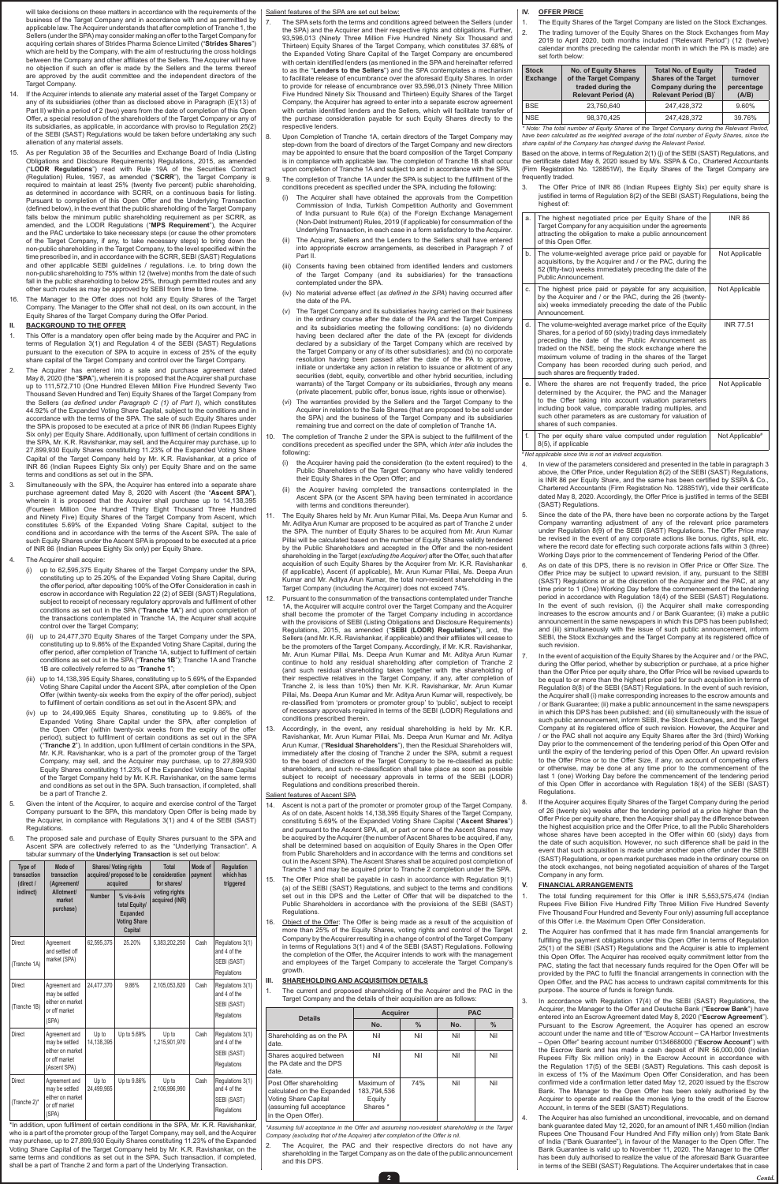will take decisions on these matters in accordance with the requirements of the business of the Target Company and in accordance with and as permitted by applicable law. The Acquirer understands that after completion of Tranche 1, the Sellers (under the SPA) may consider making an offer to the Target Company for acquiring certain shares of Strides Pharma Science Limited ("**Strides Shares**") which are held by the Company, with the aim of restructuring the cross holdings between the Company and other affiliates of the Sellers. The Acquirer will have no objection if such an offer is made by the Sellers and the terms thereof are approved by the audit committee and the independent directors of the Target Company.

14. If the Acquirer intends to alienate any material asset of the Target Company or any of its subsidiaries (other than as disclosed above in Paragraph (E)(13) of Part II) within a period of 2 (two) years from the date of completion of this Open Offer, a special resolution of the shareholders of the Target Company or any of its subsidiaries, as applicable, in accordance with proviso to Regulation 25(2) of the SEBI (SAST) Regulations would be taken before undertaking any such alienation of any material assets.

15. As per Regulation 38 of the Securities and Exchange Board of India (Listing Obligations and Disclosure Requirements) Regulations, 2015, as amended ("**LODR Regulations**") read with Rule 19A of the Securities Contract (Regulation) Rules, 1957, as amended ("**SCRR**"), the Target Company is required to maintain at least 25% (twenty five percent) public shareholding, as determined in accordance with SCRR, on a continuous basis for listing. Pursuant to completion of this Open Offer and the Underlying Transaction (defined below), in the event that the public shareholding of the Target Company falls below the minimum public shareholding requirement as per SCRR, as amended, and the LODR Regulations ("**MPS Requirement**"), the Acquirer and the PAC undertake to take necessary steps (or bring down the other promoters of the Target Company, if any, to take necessary steps) to bring down the non-public shareholding in the Target Company, to the level specified within the time prescribed in, and in accordance with the SCRR, SEBI (SAST) Regulations and other applicable SEBI guidelines / regulations. i.e. to bring down the non-public shareholding to 75% within 12 (twelve) months from the date of such fall in the public shareholding to below 25%, through permitted routes and any other such routes as may be approved by SEBI from time to time.

16. The Manager to the Offer does not hold any Equity Shares of the Target Company. The Manager to the Offer shall not deal, on its own account, in the Equity Shares of the Target Company during the Offer Period.

## II. BACKGROUND TO THE OFFER

1. This Offer is a mandatory open offer being made by the Acquirer and PAC in terms of Regulation 3(1) and Regulation 4 of the SEBI (SAST) Regulations pursuant to the execution of SPA to acquire in excess of 25% of the equity share capital of the Target Company and control over the Target Company.

2. The Acquirer has entered into a sale and purchase agreement dated May 8, 2020 (the "**SPA**"), wherein it is proposed that the Acquirer shall purchase up to 111,572,710 (One Hundred Eleven Million Five Hundred Seventy Two Thousand Seven Hundred and Ten) Equity Shares of the Target Company from the Sellers (*as defined under Paragraph C (1) of Part I*), which constitutes 44.92% of the Expanded Voting Share Capital, subject to the conditions and in accordance with the terms of the SPA. The sale of such Equity Shares under the SPA is proposed to be executed at a price of INR 86 (Indian Rupees Eighty Six only) per Equity Share. Additionally, upon fulfilment of certain conditions in the SPA, Mr. K.R. Ravishankar, may sell, and the Acquirer may purchase, up to 27,899,930 Equity Shares constituting 11.23% of the Expanded Voting Share Capital of the Target Company held by Mr. K.R. Ravishankar, at a price of INR 86 (Indian Rupees Eighty Six only) per Equity Share and on the same terms and conditions as set out in the SPA.

3. Simultaneously with the SPA, the Acquirer has entered into a separate share purchase agreement dated May 8, 2020 with Ascent (the "**Ascent SPA**"), wherein it is proposed that the Acquirer shall purchase up to 14,138,395 (Fourteen Million One Hundred Thirty Eight Thousand Three Hundred and Ninety Five) Equity Shares of the Target Company from Ascent, which constitutes 5.69% of the Expanded Voting Share Capital, subject to the conditions and in accordance with the terms of the Ascent SPA. The sale of such Equity Shares under the Ascent SPA is proposed to be executed at a price of INR 86 (Indian Rupees Eighty Six only) per Equity Share.

4. The Acquirer shall acquire:
   (i) up to 62,595,375 Equity Shares of the Target Company under the SPA, constituting up to 25.20% of the Expanded Voting Share Capital, during the offer period, after depositing 100% of the Offer Consideration in cash in escrow in accordance with Regulation 22 (2) of SEBI (SAST) Regulations, subject to receipt of necessary regulatory approvals and fulfilment of other conditions as set out in the SPA ("**Tranche 1A**") and upon completion of the transactions contemplated in Tranche 1A, the Acquirer shall acquire control over the Target Company;
   (ii) up to 24,477,370 Equity Shares of the Target Company under the SPA, constituting up to 9.86% of the Expanded Voting Share Capital, during the offer period, after completion of Tranche 1A, subject to fulfilment of certain conditions as set out in the SPA ("**Tranche 1B**"); Tranche 1A and Tranche 1B are collectively referred to as "**Tranche 1**";
   (iii) up to 14,138,395 Equity Shares, constituting up to 5.69% of the Expanded Voting Share Capital under the Ascent SPA, after completion of the Open Offer (within twenty-six weeks from the expiry of the offer period), subject to fulfillment of certain conditions as set out in the Ascent SPA; and
   (iv) up to 24,499,965 Equity Shares, constituting up to 9.86% of the Expanded Voting Share Capital under the SPA, after completion of the Open Offer (within twenty-six weeks from the expiry of the offer period), subject to fulfilment of certain conditions as set out in the SPA ("**Tranche 2**"). In addition, upon fulfilment of certain conditions in the SPA, Mr. K.R. Ravishankar, who is a part of the promoter group of the Target Company, may sell, and the Acquirer may purchase, up to 27,899,930 Equity Shares constituting 11.23% of the Expanded Voting Share Capital of the Target Company held by Mr. K.R. Ravishankar, on the same terms and conditions as set out in the SPA. Such transaction, if completed, shall be a part of Tranche 2.

5. Given the intent of the Acquirer, to acquire and exercise control of the Target Company pursuant to the SPA, this mandatory Open Offer is being made by the Acquirer, in compliance with Regulations 3(1) and 4 of the SEBI (SAST) Regulations.

6. The proposed sale and purchase of Equity Shares pursuant to the SPA and Ascent SPA are collectively referred to as the "Underlying Transaction". A tabular summary of the **Underlying Transaction** is set out below:

| Type of transaction (direct / indirect) | Mode of transaction (Agreement/ Allotment/ market purchase) | Shares/ Voting rights acquired/ proposed to be acquired | | Total consideration for shares/ voting rights acquired (INR) | Mode of payment | Regulation which has triggered |
|---|---|---|---|---|---|---|
| | | Number | % vis-à-vis total Equity/ Expanded Voting Share Capital | | | |
| Direct (Tranche 1A) | Agreement and settled off market (SPA) | 62,595,375 | 25.20% | 5,383,202,250 | Cash | Regulations 3(1) and 4 of the SEBI (SAST) Regulations |
| Direct (Tranche 1B) | Agreement and may be settled either on market or off market (SPA) | 24,477,370 | 9.86% | 2,105,053,820 | Cash | Regulations 3(1) and 4 of the SEBI (SAST) Regulations |
| Direct | Agreement and may be settled either on market or off market (Ascent SPA) | Up to 14,138,395 | Up to 5.69% | Up to 1,215,901,970 | Cash | Regulations 3(1) and 4 of the SEBI (SAST) Regulations |
| Direct (Tranche 2)* | Agreement and may be settled either on market or off market (SPA) | Up to 24,499,965 | Up to 9.86% | Up to 2,106,996,990 | Cash | Regulations 3(1) and 4 of the SEBI (SAST) Regulations |

*In addition, upon fulfilment of certain conditions in the SPA, Mr. K.R. Ravishankar, who is a part of the promoter group of the Target Company, may sell, and the Acquirer may purchase, up to 27,899,930 Equity Shares constituting 11.23% of the Expanded Voting Share Capital of the Target Company held by Mr. K.R. Ravishankar, on the same terms and conditions as set out in the SPA. Such transaction, if completed, shall be a part of Tranche 2 and form a part of the Underlying Transaction.

Salient features of the SPA are set out below:

7. The SPA sets forth the terms and conditions agreed between the Sellers (under the SPA) and the Acquirer and their respective rights and obligations. Further, 93,596,013 (Ninety Three Million Five Hundred Ninety Six Thousand and Thirteen) Equity Shares of the Target Company, which constitutes 37.68% of the Expanded Voting Share Capital of the Target Company are encumbered with certain identified lenders (as mentioned in the SPA and hereinafter referred to as the "**Lenders to the Sellers**") and the SPA contemplates a mechanism to facilitate release of encumbrance over the aforesaid Equity Shares. In order to provide for release of encumbrance over 93,596,013 (Ninety Three Million Five Hundred Ninety Six Thousand and Thirteen) Equity Shares of the Target Company, the Acquirer has agreed to enter into a separate escrow agreement with certain identified lenders and the Sellers, which will facilitate transfer of the purchase consideration payable for such Equity Shares directly to the respective lenders.

8. Upon Completion of Tranche 1A, certain directors of the Target Company may step-down from the board of directors of the Target Company and new directors may be appointed to ensure that the board composition of the Target Company is in compliance with applicable law. The completion of Tranche 1B shall occur upon completion of Tranche 1A and subject to and in accordance with the SPA.

9. The completion of Tranche 1A under the SPA is subject to the fulfillment of the conditions precedent as specified under the SPA, including the following:
   (i) The Acquirer shall have obtained the approvals from the Competition Commission of India, Turkish Competition Authority and Government of India pursuant to Rule 6(a) of the Foreign Exchange Management (Non-Debt Instrument) Rules, 2019 (if applicable) for consummation of the Underlying Transaction, in each case in a form satisfactory to the Acquirer.
   (ii) The Acquirer, Sellers and the Lenders to the Sellers shall have entered into appropriate escrow arrangements, as described in Paragraph 7 of Part II.
   (iii) Consents having been obtained from identified lenders and customers of the Target Company (and its subsidiaries) for the transactions contemplated under the SPA.
   (iv) No material adverse effect (*as defined in the SPA*) having occurred after the date of the PA.
   (v) The Target Company and its subsidiaries having carried on their business in the ordinary course after the date of the PA and the Target Company and its subsidiaries meeting the following conditions: (a) no dividends having been declared after the date of the PA (except for dividends declared by a subsidiary of the Target Company which are received by the Target Company or any of its other subsidiaries); and (b) no corporate resolution having been passed after the date of the PA to approve, initiate or undertake any action in relation to issuance or allotment of any securities (debt, equity, convertible and other hybrid securities, including warrants) of the Target Company or its subsidiaries, through any means (private placement, public offer, bonus issue, rights issue or otherwise).
   (vi) The warranties provided by the Sellers and the Target Company to the Acquirer in relation to the Sale Shares (that are proposed to be sold under the SPA) and the business of the Target Company and its subsidiaries remaining true and correct on the date of completion of Tranche 1A.

10. The completion of Tranche 2 under the SPA is subject to the fulfillment of the conditions precedent as specified under the SPA, which *inter alia* includes the following:
    (i) the Acquirer having paid the consideration (to the extent required) to the Public Shareholders of the Target Company who have validly tendered their Equity Shares in the Open Offer; and
    (ii) the Acquirer having completed the transactions contemplated in the Ascent SPA (or the Ascent SPA having been terminated in accordance with terms and conditions thereunder).

11. The Equity Shares held by Mr. Arun Kumar Pillai, Ms. Deepa Arun Kumar and Mr. Aditya Arun Kumar are proposed to be acquired as part of Tranche 2 under the SPA. The number of Equity Shares to be acquired from Mr. Arun Kumar Pillai will be calculated based on the number of Equity Shares validly tendered by the Public Shareholders and accepted in the Offer and the non-resident shareholding in the Target Company (*excluding the Acquirer*) after the Offer, such that after acquisition of such Equity Shares by the Acquirer from Mr. K.R. Ravishankar (if applicable), Ascent (if applicable), Mr. Arun Kumar Pillai, Ms. Deepa Arun Kumar and Mr. Aditya Arun Kumar, the total non-resident shareholding in the Target Company (including the Acquirer) does not exceed 74%.

12. Pursuant to the consummation of the transactions contemplated under Tranche 1A, the Acquirer will acquire control over the Target Company and the Acquirer shall become the promoter of the Target Company including in accordance with the provisions of SEBI (Listing Obligations and Disclosure Requirements) Regulations, 2015, as amended ("**SEBI (LODR) Regulations**"), and the Sellers (and Mr. K.R. Ravishankar, if applicable) and their affiliates will cease to be the promoters of the Target Company. Accordingly, if Mr. K.R. Ravishankar, Mr. Arun Kumar Pillai, Ms. Deepa Arun Kumar and Mr. Aditya Arun Kumar continue to hold any residual shareholding after completion of Tranche 2 (and such residual shareholding taken together with the shareholding of their respective relatives in the Target Company, if any, after completion of Tranche 2, is less than 10%) then Mr. K.R. Ravishankar, Mr. Arun Kumar Pillai, Ms. Deepa Arun Kumar and Mr. Aditya Arun Kumar will, respectively, be re-classified from 'promoters or promoter group' to 'public', subject to receipt of necessary regulatory approvals required in terms of the SEBI (LODR) Regulations and conditions prescribed therein.

13. Accordingly, in the event, any residual shareholding is held by Mr. K.R. Ravishankar, Mr. Arun Kumar Pillai, Ms. Deepa Arun Kumar and Mr. Aditya Arun Kumar, ("**Residual Shareholders**"), then the Residual Shareholders will, immediately after the closing of Tranche 2 under the SPA, submit a request to the board of directors of the Target Company to be re-classified as public shareholders, and such re-classification shall take place as soon as possible subject to receipt of necessary approvals in terms of the SEBI (LODR) Regulations and conditions prescribed therein.

Salient features of Ascent SPA

14. Ascent is not a part of the promoter or promoter group of the Target Company. As of on date, Ascent holds 14,138,395 Equity Shares of the Target Company, constituting 5.69% of the Expanded Voting Share Capital ("**Ascent Shares**") and pursuant to the Ascent SPA, all, or part or none of the Ascent Shares may be acquired by the Acquirer (the number of Ascent Shares to be acquired, if any, shall be determined based on acquisition of Equity Shares in the Open Offer from Public Shareholders and in accordance with the terms and conditions set out in the Ascent SPA). The Ascent Shares shall be acquired post completion of Tranche 1 and may be acquired prior to Tranche 2 completion under the SPA.

15. The Offer Price shall be payable in cash in accordance with Regulation 9(1) (a) of the SEBI (SAST) Regulations, and subject to the terms and conditions set out in this DPS and the Letter of Offer that will be dispatched to the Public Shareholders in accordance with the provisions of the SEBI (SAST) Regulations.

16. Object of the Offer: The Offer is being made as a result of the acquisition of more than 25% of the Equity Shares, voting rights and control of the Target Company by the Acquirer resulting in a change of control of the Target Company in terms of Regulations 3(1) and 4 of the SEBI (SAST) Regulations. Following the completion of the Offer, the Acquirer intends to work with the management and employees of the Target Company to accelerate the Target Company's growth.

## III. SHAREHOLDING AND ACQUISITION DETAILS

1. The current and proposed shareholding of the Acquirer and the PAC in the Target Company and the details of their acquisition are as follows:

| Details | Acquirer | | PAC | |
|---|---|---|---|---|
| | No. | % | No. | % |
| Shareholding as on the PA date. | Nil | Nil | Nil | Nil |
| Shares acquired between the PA date and the DPS date. | Nil | Nil | Nil | Nil |
| Post Offer shareholding calculated on the Expanded Voting Share Capital (assuming full acceptance in the Open Offer). | Maximum of 183,794,536 Equity Shares * | 74% | Nil | Nil |

*Assuming full acceptance in the Offer and assuming non-resident shareholding in the Target Company (excluding that of the Acquirer) after completion of the Offer is nil.*

2. The Acquirer, the PAC and their respective directors do not have any shareholding in the Target Company as on the date of the public announcement and this DPS.

## IV. OFFER PRICE

1. The Equity Shares of the Target Company are listed on the Stock Exchanges.

2. The trading turnover of the Equity Shares on the Stock Exchanges from May 2019 to April 2020, both months included ("Relevant Period") (12 (twelve) calendar months preceding the calendar month in which the PA is made) are set forth below:

| Stock Exchange | No. of Equity Shares of the Target Company traded during the Relevant Period (A) | Total No. of Equity Shares of the Target Company during the Relevant Period (B)* | Traded turnover percentage (A/B) |
|---|---|---|---|
| BSE | 23,750,640 | 247,428,372 | 9.60% |
| NSE | 98,370,425 | 247,428,372 | 39.76% |

*\* Note: The total number of Equity Shares of the Target Company during the Relevant Period, have been calculated as the weighted average of the total number of Equity Shares, since the share capital of the Company has changed during the Relevant Period.*

Based on the above, in terms of Regulation 2(1) (j) of the SEBI (SAST) Regulations, and the certificate dated May 8, 2020 issued by M/s. SSPA & Co., Chartered Accountants (Firm Registration No. 128851W), the Equity Shares of the Target Company are frequently traded.

3. The Offer Price of INR 86 (Indian Rupees Eighty Six) per equity share is justified in terms of Regulation 8(2) of the SEBI (SAST) Regulations, being the highest of:

| | | |
|---|---|---|
| a. | The highest negotiated price per Equity Share of the Target Company for any acquisition under the agreements attracting the obligation to make a public announcement of this Open Offer. | INR 86 |
| b. | The volume-weighted average price paid or payable for acquisitions, by the Acquirer and / or the PAC, during the 52 (fifty-two) weeks immediately preceding the date of the Public Announcement. | Not Applicable |
| c. | The highest price paid or payable for any acquisition, by the Acquirer and / or the PAC, during the 26 (twenty-six) weeks immediately preceding the date of the Public Announcement. | Not Applicable |
| d. | The volume-weighted average market price of the Equity Shares, for a period of 60 (sixty) trading days immediately preceding the date of the Public Announcement as traded on the NSE, being the stock exchange where the maximum volume of trading in the shares of the Target Company has been recorded during such period, and such shares are frequently traded. | INR 77.51 |
| e. | Where the shares are not frequently traded, the price determined by the Acquirer, the PAC and the Manager to the Offer taking into account valuation parameters including book value, comparable trading multiples, and such other parameters as are customary for valuation of shares of such companies. | Not Applicable |
| f. | The per equity share value computed under regulation 8(5), if applicable | Not Applicable[#] |

*[#] Not applicable since this is not an indirect acquisition.*

4. In view of the parameters considered and presented in the table in paragraph 3 above, the Offer Price, under Regulation 8(2) of the SEBI (SAST) Regulations, is INR 86 per Equity Share, and the same has been certified by SSPA & Co., Chartered Accountants (Firm Registration No. 128851W), vide their certificate dated May 8, 2020. Accordingly, the Offer Price is justified in terms of the SEBI (SAST) Regulations.

5. Since the date of the PA, there have been no corporate actions by the Target Company warranting adjustment of any of the relevant price parameters under Regulation 8(9) of the SEBI (SAST) Regulations. The Offer Price may be revised in the event of any corporate actions like bonus, rights, split, etc. where the record date for effecting such corporate actions falls within 3 (three) Working Days prior to the commencement of Tendering Period of the Offer.

6. As on date of this DPS, there is no revision in Offer Price or Offer Size. The Offer Price may be subject to upward revision, if any, pursuant to the SEBI (SAST) Regulations or at the discretion of the Acquirer and the PAC, at any time prior to 1 (One) Working Day before the commencement of the tendering period in accordance with Regulation 18(4) of the SEBI (SAST) Regulations. In the event of such revision, (i) the Acquirer shall make corresponding increases to the escrow amounts and / or Bank Guarantee; (ii) make a public announcement in the same newspapers in which this DPS has been published; and (iii) simultaneously with the issue of such public announcement, inform SEBI, the Stock Exchanges and the Target Company at its registered office of such revision.

7. In the event of acquisition of the Equity Shares by the Acquirer and / or the PAC, during the Offer period, whether by subscription or purchase, at a price higher than the Offer Price per equity share, the Offer Price will be revised upwards to be equal to or more than the highest price paid for such acquisition in terms of Regulation 8(8) of the SEBI (SAST) Regulations. In the event of such revision, the Acquirer shall (i) make corresponding increases to the escrow amounts and / or Bank Guarantee; (ii) make a public announcement in the same newspapers in which this DPS has been published; and (iii) simultaneously with the issue of such public announcement, inform SEBI, the Stock Exchanges, and the Target Company at its registered office of such revision. However, the Acquirer and / or the PAC shall not acquire any Equity Shares after the 3rd (third) Working Day prior to the commencement of the tendering period of this Open Offer and until the expiry of the tendering period of this Open Offer. An upward revision to the Offer Price or to the Offer Size, if any, on account of competing offers or otherwise, may be done at any time prior to the commencement of the last 1 (one) Working Day before the commencement of the tendering period of this Open Offer in accordance with Regulation 18(4) of the SEBI (SAST) Regulations.

8. If the Acquirer acquires Equity Shares of the Target Company during the period of 26 (twenty six) weeks after the tendering period at a price higher than the Offer Price per equity share, then the Acquirer shall pay the difference between the highest acquisition price and the Offer Price, to all the Public Shareholders whose shares have been accepted in the Offer within 60 (sixty) days from the date of such acquisition. However, no such difference shall be paid in the event that such acquisition is made under another open offer under the SEBI (SAST) Regulations, or open market purchases made in the ordinary course on the stock exchanges, not being negotiated acquisition of shares of the Target Company in any form.

## V. FINANCIAL ARRANGEMENTS

1. The total funding requirement for this Offer is INR 5,553,575,474 (Indian Rupees Five Billion Five Hundred Fifty Three Million Five Hundred Seventy Five Thousand Four Hundred and Seventy Four only) assuming full acceptance of this Offer i.e. the Maximum Open Offer Consideration.

2. The Acquirer has confirmed that it has made firm financial arrangements for fulfilling the payment obligations under this Open Offer in terms of Regulation 25(1) of the SEBI (SAST) Regulations and the Acquirer is able to implement this Open Offer. The Acquirer has received equity commitment letter from the PAC, stating the fact that necessary funds required for the Open Offer will be provided by the PAC to fulfil the financial arrangements in connection with the Open Offer, and the PAC has access to undrawn capital commitments for this purpose. The source of funds is foreign funds.

3. In accordance with Regulation 17(4) of the SEBI (SAST) Regulations, the Acquirer, the Manager to the Offer and Deutsche Bank ("**Escrow Bank**") have entered into an Escrow Agreement dated May 8, 2020 ("**Escrow Agreement**"). Pursuant to the Escrow Agreement, the Acquirer has opened an escrow account under the name and title of "Escrow Account – CA Harbor Investments – Open Offer" bearing account number 0134668000 ("**Escrow Account**") with the Escrow Bank and has made a cash deposit of INR 56,000,000 (Indian Rupees Fifty Six million only) in the Escrow Account in accordance with the Regulation 17(5) of the SEBI (SAST) Regulations. This cash deposit is in excess of 1% of the Maximum Open Offer Consideration, and has been confirmed vide a confirmation letter dated May 12, 2020 issued by the Escrow Bank. The Manager to the Open Offer has been solely authorized by the Acquirer to operate and realise the monies lying to the credit of the Escrow Account, in terms of the SEBI (SAST) Regulations.

4. The Acquirer has also furnished an unconditional, irrevocable, and on demand bank guarantee dated May 12, 2020, for an amount of INR 1,450 million (Indian Rupees One Thousand Four Hundred And Fifty million only) from State Bank of India ("Bank Guarantee"), in favour of the Manager to the Offer. The Bank Guarantee is valid up to November 11, 2020. The Manager to the Offer has been duly authorised to realize the value of the aforesaid Bank Guarantee in terms of the SEBI (SAST) Regulations. The Acquirer undertakes that in case

*Contd.*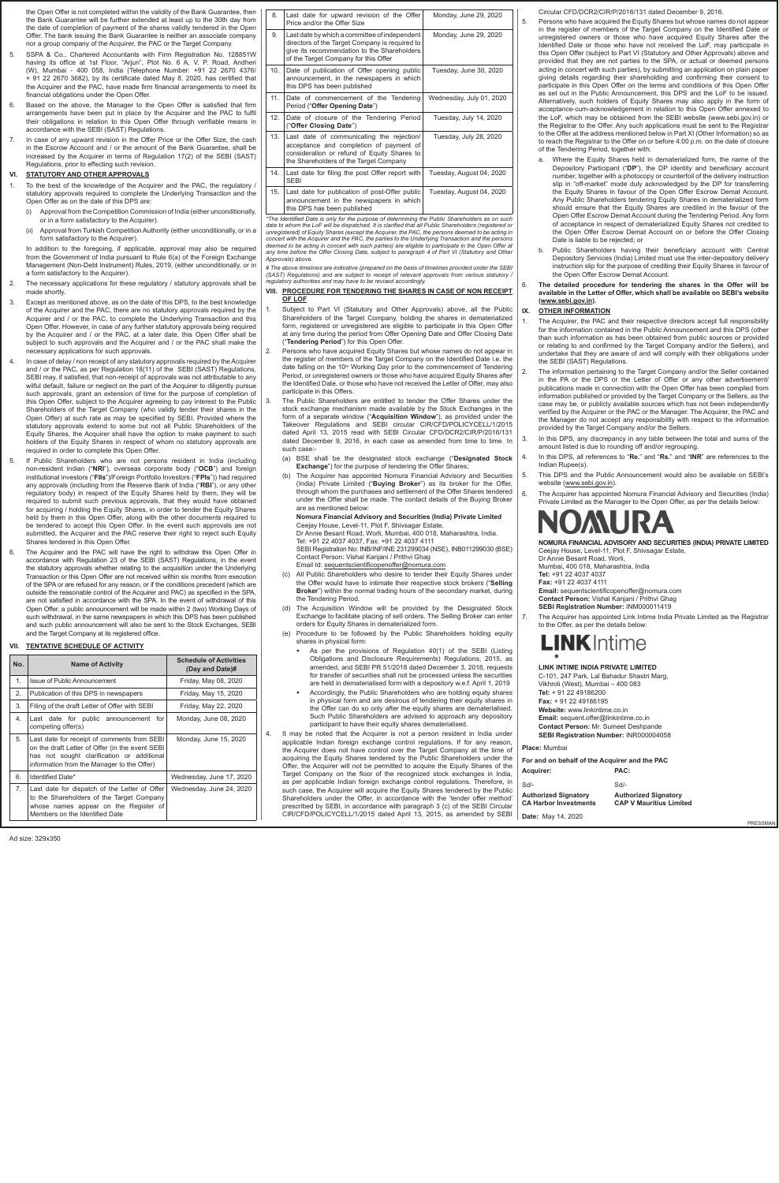the Open Offer is not completed within the validity of the Bank Guarantee, then the Bank Guarantee will be further extended at least up to the 30th day from the date of completion of payment of the shares validly tendered in the Open Offer. The bank issuing the Bank Guarantee is neither an associate company nor a group company of the Acquirer, the PAC or the Target Company.

5. SSPA & Co., Chartered Accountants with Firm Registration No. 128851W having its office at 1st Floor, "Arjun", Plot No. 6 A, V. P. Road, Andheri (W), Mumbai - 400 058, India (Telephone Number: +91 22 2670 4376/ + 91 22 2670 3682), by its certificate dated May 8, 2020, has certified that the Acquirer and the PAC, have made firm financial arrangements to meet its financial obligations under the Open Offer.

6. Based on the above, the Manager to the Open Offer is satisfied that firm arrangements have been put in place by the Acquirer and the PAC to fulfil their obligations in relation to this Open Offer through verifiable means in accordance with the SEBI (SAST) Regulations.

7. In case of any upward revision in the Offer Price or the Offer Size, the cash in the Escrow Account and / or the amount of the Bank Guarantee, shall be increased by the Acquirer in terms of Regulation 17(2) of the SEBI (SAST) Regulations, prior to effecting such revision.

## VI. STATUTORY AND OTHER APPROVALS

1. To the best of the knowledge of the Acquirer and the PAC, the regulatory / statutory approvals required to complete the Underlying Transaction and the Open Offer as on the date of this DPS are:
   (i) Approval from the Competition Commission of India (either unconditionally, or in a form satisfactory to the Acquirer).
   (ii) Approval from Turkish Competition Authority (either unconditionally, or in a form satisfactory to the Acquirer).

   In addition to the foregoing, if applicable, approval may also be required from the Government of India pursuant to Rule 6(a) of the Foreign Exchange Management (Non-Debt Instrument) Rules, 2019, (either unconditionally, or in a form satisfactory to the Acquirer).

2. The necessary applications for these regulatory / statutory approvals shall be made shortly.

3. Except as mentioned above, as on the date of this DPS, to the best knowledge of the Acquirer and the PAC, there are no statutory approvals required by the Acquirer and / or the PAC, to complete the Underlying Transaction and this Open Offer. However, in case of any further statutory approvals being required by the Acquirer and / or the PAC, at a later date, this Open Offer shall be subject to such approvals and the Acquirer and / or the PAC shall make the necessary applications for such approvals.

4. In case of delay / non receipt of any statutory approvals required by the Acquirer and / or the PAC, as per Regulation 18(11) of the SEBI (SAST) Regulations, SEBI may, if satisfied, that non-receipt of approvals was not attributable to any wilful default, failure or neglect on the part of the Acquirer to diligently pursue such approvals, grant an extension of time for the purpose of completion of this Open Offer, subject to the Acquirer agreeing to pay interest to the Public Shareholders of the Target Company (who validly tender their shares in the Open Offer) at such rate as may be specified by SEBI. Provided where the statutory approvals extend to some but not all Public Shareholders of the Equity Shares, the Acquirer shall have the option to make payment to such holders of the Equity Shares in respect of whom no statutory approvals are required in order to complete this Open Offer.

5. If Public Shareholders who are not persons resident in India (including non-resident Indian ("**NRI**"), overseas corporate body ("**OCB**") and foreign institutional investors ("**FIIs**")/Foreign Portfolio Investors ("**FPIs**")) had required any approvals (including from the Reserve Bank of India ("**RBI**"), or any other regulatory body) in respect of the Equity Shares held by them, they will be required to submit such previous approvals, that they would have obtained for acquiring / holding the Equity Shares, in order to tender the Equity Shares held by them in this Open Offer, along with the other documents required to be tendered to accept this Open Offer. In the event such approvals are not submitted, the Acquirer and the PAC reserve their right to reject such Equity Shares tendered in this Open Offer.

6. The Acquirer and the PAC will have the right to withdraw this Open Offer in accordance with Regulation 23 of the SEBI (SAST) Regulations, in the event the statutory approvals whether relating to the acquisition under the Underlying Transaction or this Open Offer are not received within six months from execution of the SPA or are refused for any reason, or if the conditions precedent (which are outside the reasonable control of the Acquirer and PAC) as specified in the SPA, are not satisfied in accordance with the SPA. In the event of withdrawal of this Open Offer, a public announcement will be made within 2 (two) Working Days of such withdrawal, in the same newspapers in which this DPS has been published and such public announcement will also be sent to the Stock Exchanges, SEBI and the Target Company at its registered office.

## VII. TENTATIVE SCHEDULE OF ACTIVITY

| No. | Name of Activity | Schedule of Activities (Day and Date)# |
|---|---|---|
| 1. | Issue of Public Announcement | Friday, May 08, 2020 |
| 2. | Publication of this DPS in newspapers | Friday, May 15, 2020 |
| 3. | Filing of the draft Letter of Offer with SEBI | Friday, May 22, 2020 |
| 4. | Last date for public announcement for competing offer(s) | Monday, June 08, 2020 |
| 5. | Last date for receipt of comments from SEBI on the draft Letter of Offer (in the event SEBI has not sought clarification or additional information from the Manager to the Offer) | Monday, June 15, 2020 |
| 6. | Identified Date* | Wednesday, June 17, 2020 |
| 7. | Last date for dispatch of the Letter of Offer to the Shareholders of the Target Company whose names appear on the Register of Members on the Identified Date | Wednesday, June 24, 2020 |
| 8. | Last date for upward revision of the Offer Price and/or the Offer Size | Monday, June 29, 2020 |
| 9. | Last date by which a committee of independent directors of the Target Company is required to give its recommendation to the Shareholders of the Target Company for this Offer | Monday, June 29, 2020 |
| 10. | Date of publication of Offer opening public announcement, in the newspapers in which this DPS has been published | Tuesday, June 30, 2020 |
| 11. | Date of commencement of the Tendering Period ("**Offer Opening Date**") | Wednesday, July 01, 2020 |
| 12. | Date of closure of the Tendering Period ("**Offer Closing Date**") | Tuesday, July 14, 2020 |
| 13. | Last date of communicating the rejection/ acceptance and completion of payment of consideration or refund of Equity Shares to the Shareholders of the Target Company | Tuesday, July 28, 2020 |
| 14. | Last date for filing the post Offer report with SEBI | Tuesday, August 04, 2020 |
| 15. | Last date for publication of post-Offer public announcement in the newspapers in which this DPS has been published | Tuesday, August 04, 2020 |

*\*The Identified Date is only for the purpose of determining the Public Shareholders as on such date to whom the LoF will be dispatched. It is clarified that all Public Shareholders (registered or unregistered) of Equity Shares (except the Acquirer, the PAC, the persons deemed to be acting in concert with the Acquirer and the PAC, the parties to the Underlying Transaction and the persons deemed to be acting in concert with such parties) are eligible to participate in the Open Offer at any time before the Offer Closing Date, subject to paragraph 4 of Part VI (Statutory and Other Approvals) above.*

*# The above timelines are indicative (prepared on the basis of timelines provided under the SEBI (SAST) Regulations) and are subject to receipt of relevant approvals from various statutory / regulatory authorities and may have to be revised accordingly.*

## VIII. PROCEDURE FOR TENDERING THE SHARES IN CASE OF NON RECEIPT OF LOF

1. Subject to Part VI (Statutory and Other Approvals) above, all the Public Shareholders of the Target Company, holding the shares in dematerialized form, registered or unregistered are eligible to participate in this Open Offer at any time during the period from Offer Opening Date and Offer Closing Date ("**Tendering Period**") for this Open Offer.

2. Persons who have acquired Equity Shares but whose names do not appear in the register of members of the Target Company on the Identified Date i.e. the date falling on the 10th Working Day prior to the commencement of Tendering Period, or unregistered owners or those who have acquired Equity Shares after the Identified Date, or those who have not received the Letter of Offer, may also participate in this Offers.

3. The Public Shareholders are entitled to tender the Offer Shares under the stock exchange mechanism made available by the Stock Exchanges in the form of a separate window ("**Acquisition Window**"), as provided under the Takeover Regulations and SEBI circular CIR/CFD/POLICYCELL/1/2015 dated April 13, 2015 read with SEBI Circular CFD/DCR2/CIR/P/2016/131 dated December 9, 2016, in each case as amended from time to time. In such case:-
   (a) BSE shall be the designated stock exchange ("**Designated Stock Exchange**") for the purpose of tendering the Offer Shares;
   (b) The Acquirer has appointed Nomura Financial Advisory and Securities (India) Private Limited ("**Buying Broker**") as its broker for the Offer, through whom the purchases and settlement of the Offer Shares tendered under the Offer shall be made. The contact details of the Buying Broker are as mentioned below:

   **Nomura Financial Advisory and Securities (India) Private Limited**
   Ceejay House, Level-11, Plot F, Shivsagar Estate,
   Dr Annie Besant Road, Worli, Mumbai, 400 018, Maharashtra, India.
   Tel: +91 22 4037 4037, Fax: +91 22 4037 4111
   SEBI Registration No: INB/INF/INE 231299034 (NSE), INB011299030 (BSE)
   Contact Person: Vishal Kanjani / Prithvi Ghag
   Email Id: sequentscientificopenoffer@nomura.com

   (c) All Public Shareholders who desire to tender their Equity Shares under the Offer would have to intimate their respective stock brokers ("**Selling Broker**") within the normal trading hours of the secondary market, during the Tendering Period.
   (d) The Acquisition Window will be provided by the Designated Stock Exchange to facilitate placing of sell orders. The Selling Broker can enter orders for Equity Shares in dematerialized form.
   (e) Procedure to be followed by the Public Shareholders holding equity shares in physical form:
      - As per the provisions of Regulation 40(1) of the SEBI (Listing Obligations and Disclosure Requirements) Regulations, 2015, as amended, and SEBI PR 51/2018 dated December 3, 2018, requests for transfer of securities shall not be processed unless the securities are held in dematerialised form with a depository w.e.f. April 1, 2019
      - Accordingly, the Public Shareholders who are holding equity shares in physical form and are desirous of tendering their equity shares in the Offer can do so only after the equity shares are dematerialised. Such Public Shareholders are advised to approach any depository participant to have their equity shares dematerialised.

4. It may be noted that the Acquirer is not a person resident in India under applicable Indian foreign exchange control regulations. If for any reason, the Acquirer does not have control over the Target Company at the time of acquiring the Equity Shares tendered by the Public Shareholders under the Offer, the Acquirer will not be permitted to acquire the Equity Shares of the Target Company on the floor of the recognized stock exchanges in India, as per applicable Indian foreign exchange control regulations. Therefore, in such case, the Acquirer will acquire the Equity Shares tendered by the Public Shareholders under the Offer, in accordance with the 'tender offer method' prescribed by SEBI, in accordance with paragraph 3 (c) of the SEBI Circular CIR/CFD/POLICYCELL/1/2015 dated April 13, 2015, as amended by SEBI Circular CFD/DCR2/CIR/P/2016/131 dated December 9, 2016.

5. Persons who have acquired the Equity Shares but whose names do not appear in the register of members of the Target Company on the Identified Date or unregistered owners or those who have acquired Equity Shares after the Identified Date or those who have not received the LoF, may participate in this Open Offer (subject to Part VI (Statutory and Other Approvals) above and provided that they are not parties to the SPA, or actual or deemed persons acting in concert with such parties) by submitting an application on plain paper giving details regarding their shareholding and confirming their consent to participate in this Open Offer on the terms and conditions of this Open Offer as set out in the Public Announcement, this DPS and the LoF to be issued. Alternatively, such holders of Equity Shares may also apply in the form of acceptance-cum-acknowledgement in relation to this Open Offer annexed to the LoF, which may be obtained from the SEBI website (www.sebi.gov.in) or the Registrar to the Offer. Any such applications must be sent to the Registrar to the Offer at the address mentioned below in Part XI (Other Information) so as to reach the Registrar to the Offer on or before 4:00 p.m. on the date of closure of the Tendering Period, together with:
   a. Where the Equity Shares held in dematerialized form, the name of the Depository Participant ("**DP**"), the DP identity and beneficiary account number, together with a photocopy or counterfoil of the delivery instruction slip in "off-market" mode duly acknowledged by the DP for transferring the Equity Shares in favour of the Open Offer Escrow Demat Account. Any Public Shareholders tendering Equity Shares in dematerialized form should ensure that the Equity Shares are credited in the favour of the Open Offer Escrow Demat Account during the Tendering Period. Any form of acceptance in respect of dematerialized Equity Shares not credited to the Open Offer Escrow Demat Account on or before the Offer Closing Date is liable to be rejected; or
   b. Public Shareholders having their beneficiary account with Central Depository Services (India) Limited must use the inter-depository delivery instruction slip for the purpose of crediting their Equity Shares in favour of the Open Offer Escrow Demat Account.

6. **The detailed procedure for tendering the shares in the Offer will be available in the Letter of Offer, which shall be available on SEBI's website (www.sebi.gov.in).**

## IX. OTHER INFORMATION

1. The Acquirer, the PAC and their respective directors accept full responsibility for the information contained in the Public Announcement and this DPS (other than such information as has been obtained from public sources or provided or relating to and confirmed by the Target Company and/or the Sellers), and undertake that they are aware of and will comply with their obligations under the SEBI (SAST) Regulations.

2. The information pertaining to the Target Company and/or the Seller contained in the PA or the DPS or the Letter of Offer or any other advertisement/ publications made in connection with the Open Offer has been compiled from information published or provided by the Target Company or the Sellers, as the case may be, or publicly available sources which has not been independently verified by the Acquirer or the PAC or the Manager. The Acquirer, the PAC and the Manager do not accept any responsibility with respect to the information provided by the Target Company and/or the Sellers.

3. In this DPS, any discrepancy in any table between the total and sums of the amount listed is due to rounding off and/or regrouping.

4. In this DPS, all references to "**Re.**" and "**Rs.**" and "**INR**" are references to the Indian Rupee(s).

5. This DPS and the Public Announcement would also be available on SEBI's website (www.sebi.gov.in).

6. The Acquirer has appointed Nomura Financial Advisory and Securities (India) Private Limited as the Manager to the Open Offer, as per the details below:

NOMURA

**NOMURA FINANCIAL ADVISORY AND SECURITIES (INDIA) PRIVATE LIMITED**
Ceejay House, Level-11, Plot F, Shivsagar Estate,
Dr Annie Besant Road, Worli,
Mumbai, 400 018, Maharashtra, India
**Tel:** +91 22 4037 4037
**Fax:** +91 22 4037 4111
**Email:** sequentscientificopenoffer@nomura.com
**Contact Person:** Vishal Kanjani / Prithvi Ghag
**SEBI Registration Number:** INM000011419

7. The Acquirer has appointed Link Intime India Private Limited as the Registrar to the Offer, as per the details below:

LINKIntime

**LINK INTIME INDIA PRIVATE LIMITED**
C-101, 247 Park, Lal Bahadur Shastri Marg,
Vikhroli (West), Mumbai – 400 083
**Tel:** + 91 22 49186200
**Fax:** + 91 22 49186195
**Website:** www.linkintime.co.in
**Email:** sequent.offer@linkintime.co.in
**Contact Person:** Mr. Sumeet Deshpande
**SEBI Registration Number:** INR000004058

**Place:** Mumbai

**For and on behalf of the Acquirer and the PAC**

| **Acquirer:** | **PAC:** |
|---|---|
| Sd/- | Sd/- |
| **Authorized Signatory** **CA Harbor Investments** | **Authorized Signatory** **CAP V Mauritius Limited** |

**Date:** May 14, 2020

Ad size: 329x350